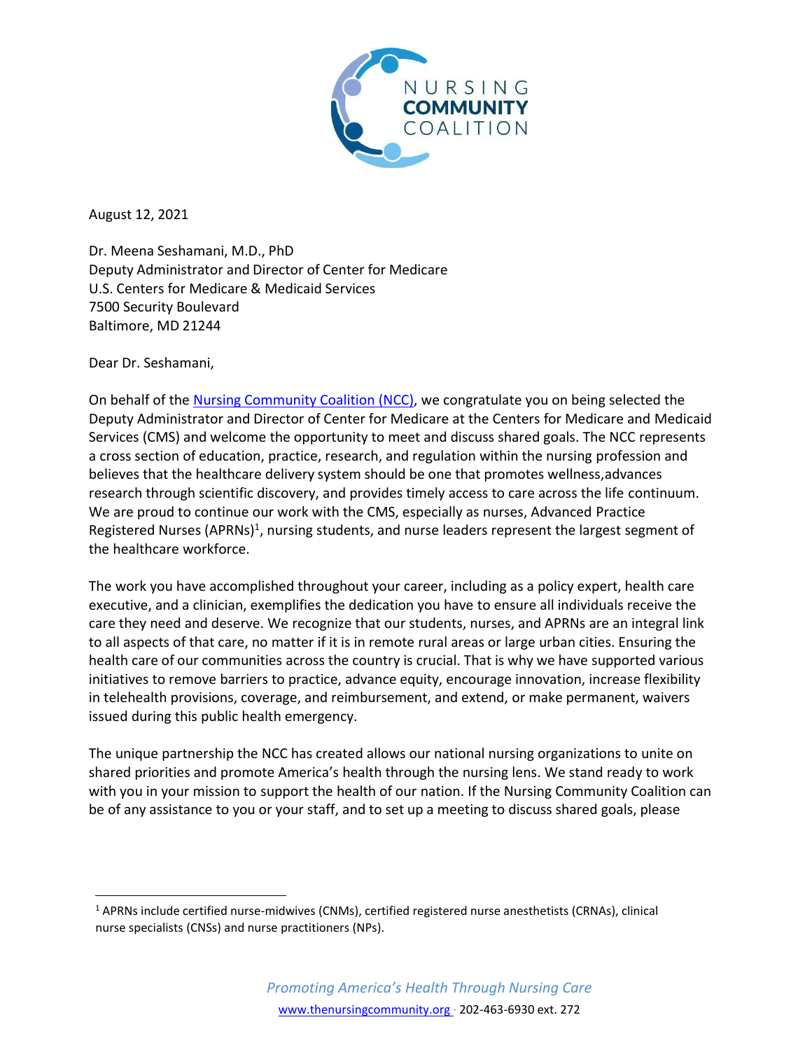August 12, 2021

Dr. Meena Seshamani, M.D., PhD
Deputy Administrator and Director of Center for Medicare
U.S. Centers for Medicare & Medicaid Services
7500 Security Boulevard
Baltimore, MD 21244

Dear Dr. Seshamani,

On behalf of the [Nursing Community Coalition (NCC)](https://www.thenursingcommunity.org), we congratulate you on being selected the Deputy Administrator and Director of Center for Medicare at the Centers for Medicare and Medicaid Services (CMS) and welcome the opportunity to meet and discuss shared goals. The NCC represents a cross section of education, practice, research, and regulation within the nursing profession and believes that the healthcare delivery system should be one that promotes wellness,advances research through scientific discovery, and provides timely access to care across the life continuum. We are proud to continue our work with the CMS, especially as nurses, Advanced Practice Registered Nurses (APRNs)[1], nursing students, and nurse leaders represent the largest segment of the healthcare workforce.

The work you have accomplished throughout your career, including as a policy expert, health care executive, and a clinician, exemplifies the dedication you have to ensure all individuals receive the care they need and deserve. We recognize that our students, nurses, and APRNs are an integral link to all aspects of that care, no matter if it is in remote rural areas or large urban cities. Ensuring the health care of our communities across the country is crucial. That is why we have supported various initiatives to remove barriers to practice, advance equity, encourage innovation, increase flexibility in telehealth provisions, coverage, and reimbursement, and extend, or make permanent, waivers issued during this public health emergency.

The unique partnership the NCC has created allows our national nursing organizations to unite on shared priorities and promote America's health through the nursing lens. We stand ready to work with you in your mission to support the health of our nation. If the Nursing Community Coalition can be of any assistance to you or your staff, and to set up a meeting to discuss shared goals, please

[1] APRNs include certified nurse-midwives (CNMs), certified registered nurse anesthetists (CRNAs), clinical nurse specialists (CNSs) and nurse practitioners (NPs).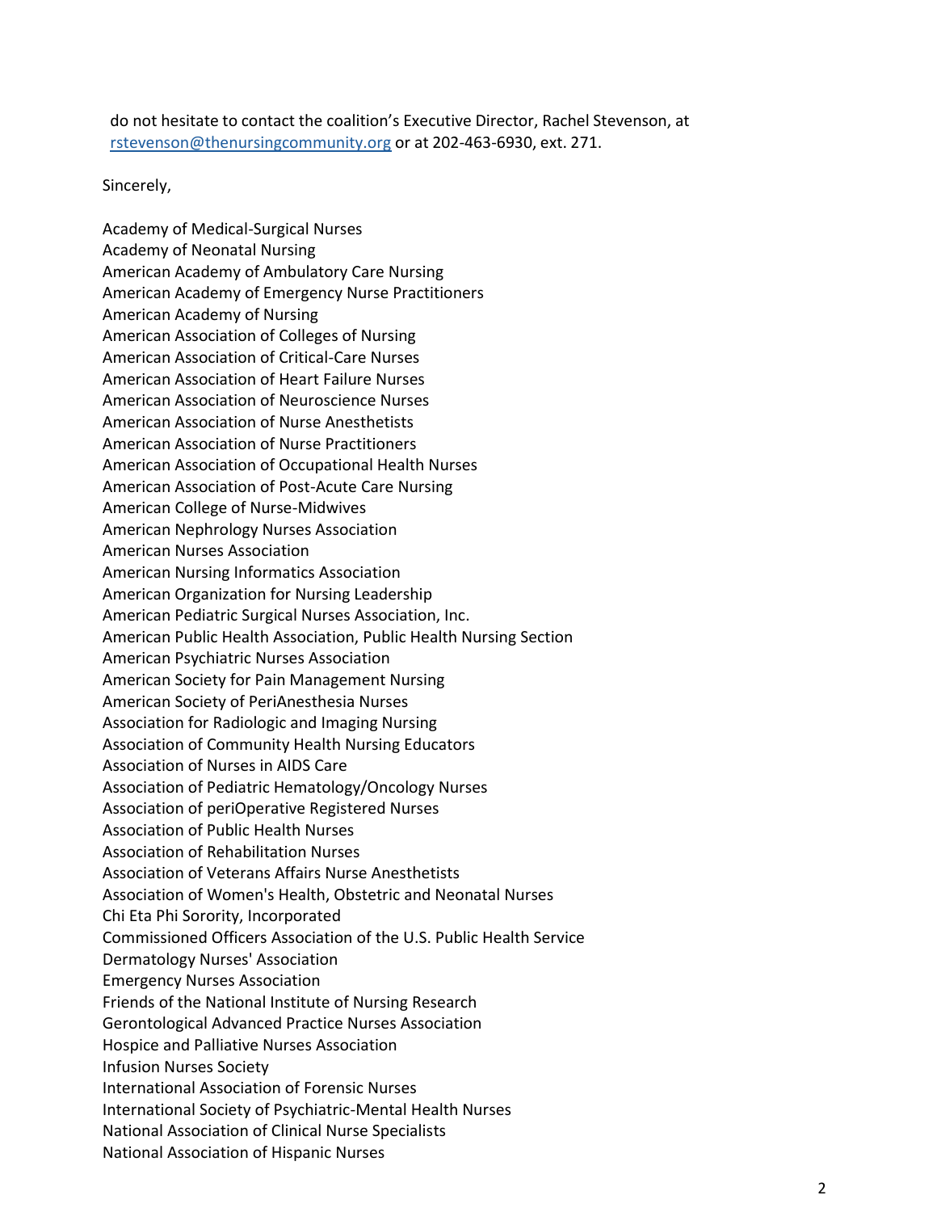do not hesitate to contact the coalition's Executive Director, Rachel Stevenson, at [rstevenson@thenursingcommunity.org](mailto:rstevenson@thenursingcommunity.org) or at 202-463-6930, ext. 271.

Sincerely,

Academy of Medical-Surgical Nurses
Academy of Neonatal Nursing
American Academy of Ambulatory Care Nursing
American Academy of Emergency Nurse Practitioners
American Academy of Nursing
American Association of Colleges of Nursing
American Association of Critical-Care Nurses
American Association of Heart Failure Nurses
American Association of Neuroscience Nurses
American Association of Nurse Anesthetists
American Association of Nurse Practitioners
American Association of Occupational Health Nurses
American Association of Post-Acute Care Nursing
American College of Nurse-Midwives
American Nephrology Nurses Association
American Nurses Association
American Nursing Informatics Association
American Organization for Nursing Leadership
American Pediatric Surgical Nurses Association, Inc.
American Public Health Association, Public Health Nursing Section
American Psychiatric Nurses Association
American Society for Pain Management Nursing
American Society of PeriAnesthesia Nurses
Association for Radiologic and Imaging Nursing
Association of Community Health Nursing Educators
Association of Nurses in AIDS Care
Association of Pediatric Hematology/Oncology Nurses
Association of periOperative Registered Nurses
Association of Public Health Nurses
Association of Rehabilitation Nurses
Association of Veterans Affairs Nurse Anesthetists
Association of Women's Health, Obstetric and Neonatal Nurses
Chi Eta Phi Sorority, Incorporated
Commissioned Officers Association of the U.S. Public Health Service
Dermatology Nurses' Association
Emergency Nurses Association
Friends of the National Institute of Nursing Research
Gerontological Advanced Practice Nurses Association
Hospice and Palliative Nurses Association
Infusion Nurses Society
International Association of Forensic Nurses
International Society of Psychiatric-Mental Health Nurses
National Association of Clinical Nurse Specialists
National Association of Hispanic Nurses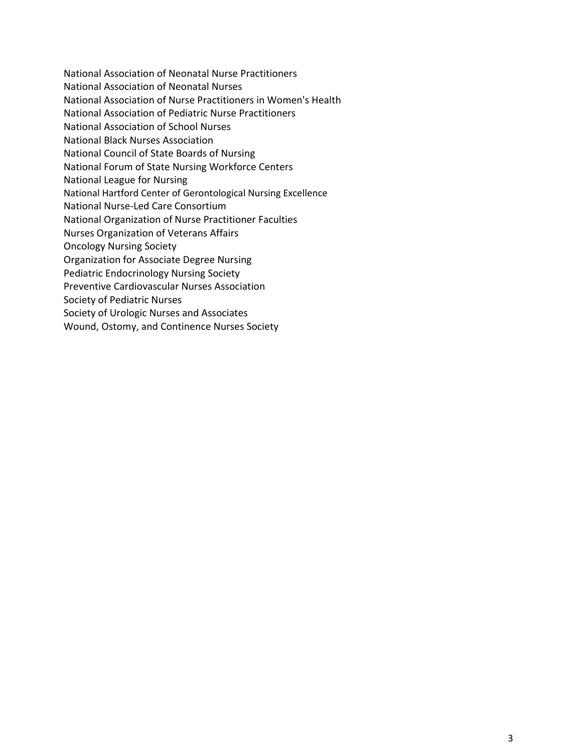National Association of Neonatal Nurse Practitioners
National Association of Neonatal Nurses
National Association of Nurse Practitioners in Women's Health
National Association of Pediatric Nurse Practitioners
National Association of School Nurses
National Black Nurses Association
National Council of State Boards of Nursing
National Forum of State Nursing Workforce Centers
National League for Nursing
National Hartford Center of Gerontological Nursing Excellence
National Nurse-Led Care Consortium
National Organization of Nurse Practitioner Faculties
Nurses Organization of Veterans Affairs
Oncology Nursing Society
Organization for Associate Degree Nursing
Pediatric Endocrinology Nursing Society
Preventive Cardiovascular Nurses Association
Society of Pediatric Nurses
Society of Urologic Nurses and Associates
Wound, Ostomy, and Continence Nurses Society